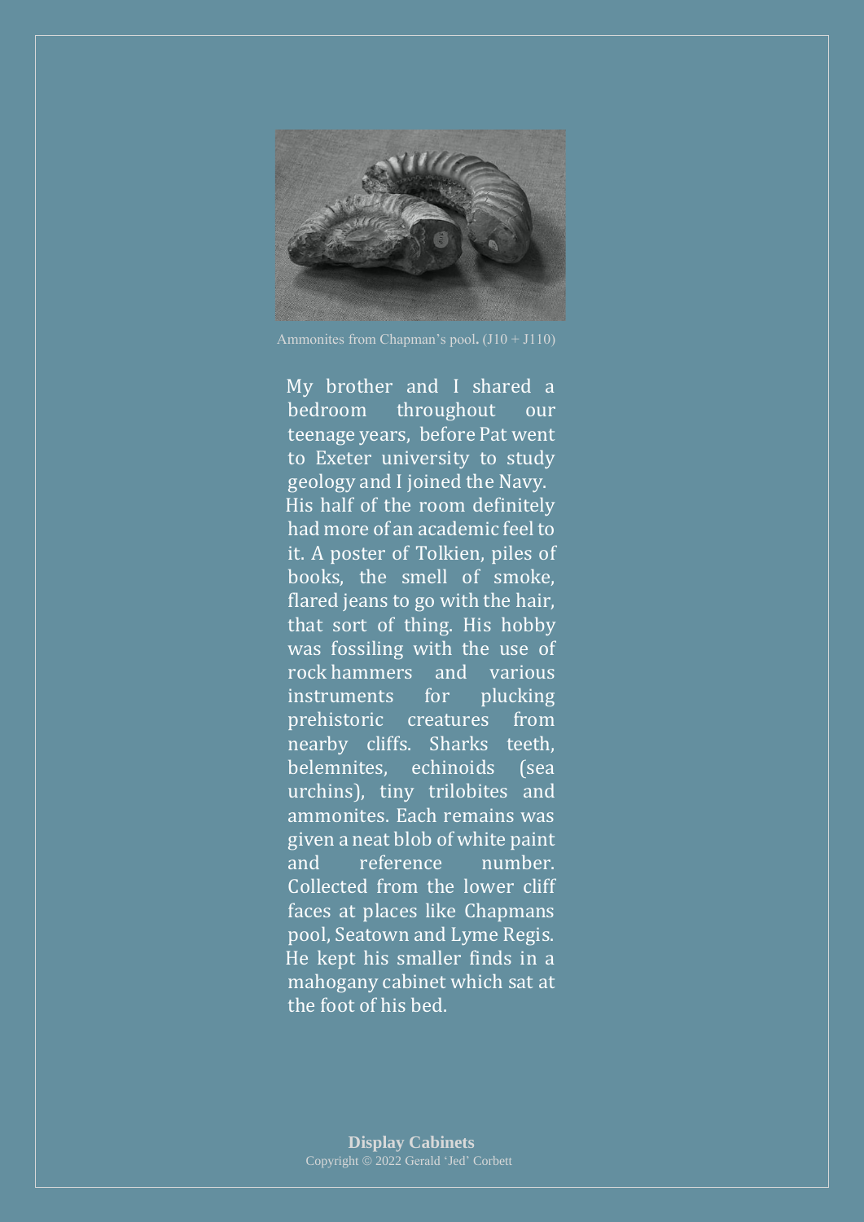Ammonites from Chapman's pool. (J10 + J110)

My brother and I shared a bedroom throughout our teenage years, before Pat went to Exeter university to study geology and I joined the Navy. His half of the room definitely had more of an academic feel to it. A poster of Tolkien, piles of books, the smell of smoke, flared jeans to go with the hair, that sort of thing. His hobby was fossiling with the use of rock hammers and various instruments for plucking prehistoric creatures from nearby cliffs. Sharks teeth, belemnites, echinoids (sea urchins), tiny trilobites and ammonites. Each remains was given a neat blob of white paint and reference number. Collected from the lower cliff faces at places like Chapmans pool, Seatown and Lyme Regis. He kept his smaller finds in a mahogany cabinet which sat at the foot of his bed.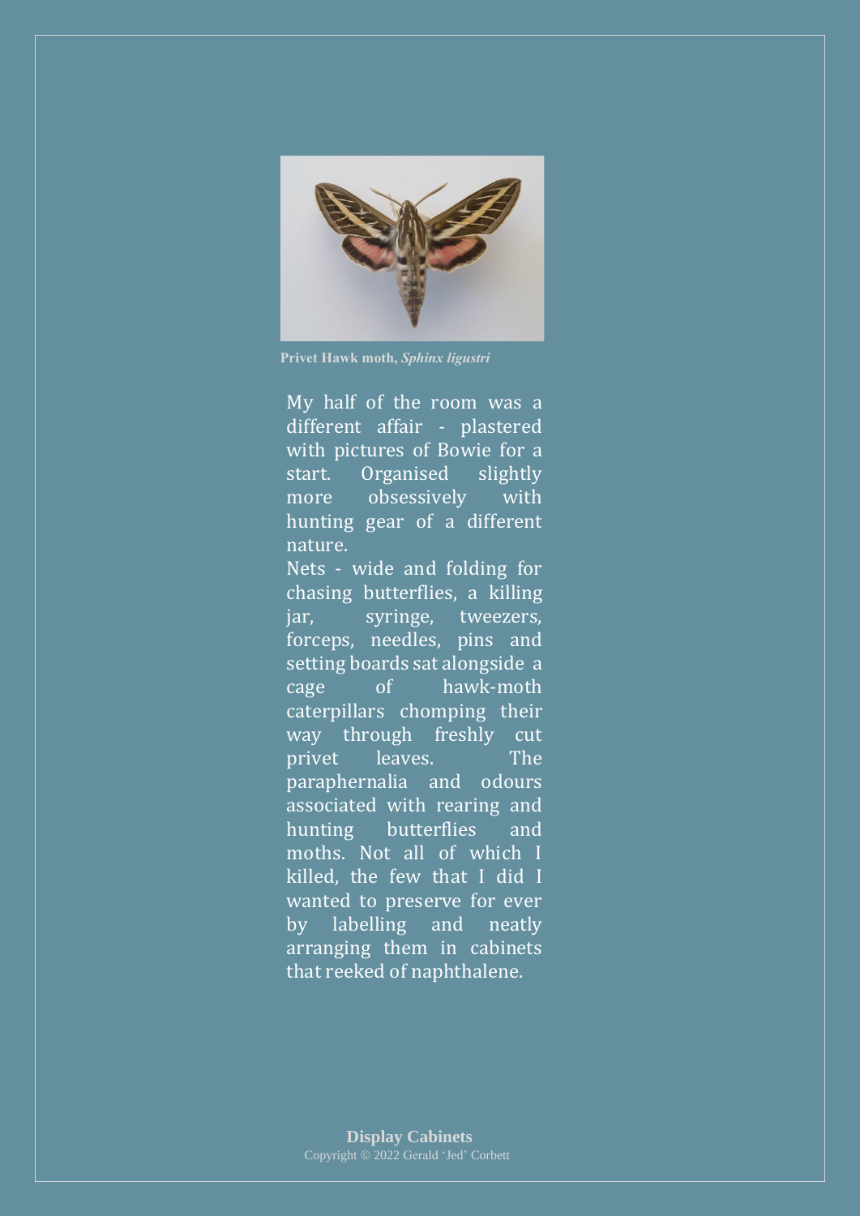**Privet Hawk moth, *Sphinx ligustri***

My half of the room was a different affair - plastered with pictures of Bowie for a start. Organised slightly more obsessively with hunting gear of a different nature.

Nets - wide and folding for chasing butterflies, a killing jar, syringe, tweezers, forceps, needles, pins and setting boards sat alongside a cage of hawk-moth caterpillars chomping their way through freshly cut privet leaves. The paraphernalia and odours associated with rearing and hunting butterflies and moths. Not all of which I killed, the few that I did I wanted to preserve for ever by labelling and neatly arranging them in cabinets that reeked of naphthalene.

**Display Cabinets**

Copyright © 2022 Gerald 'Jed' Corbett